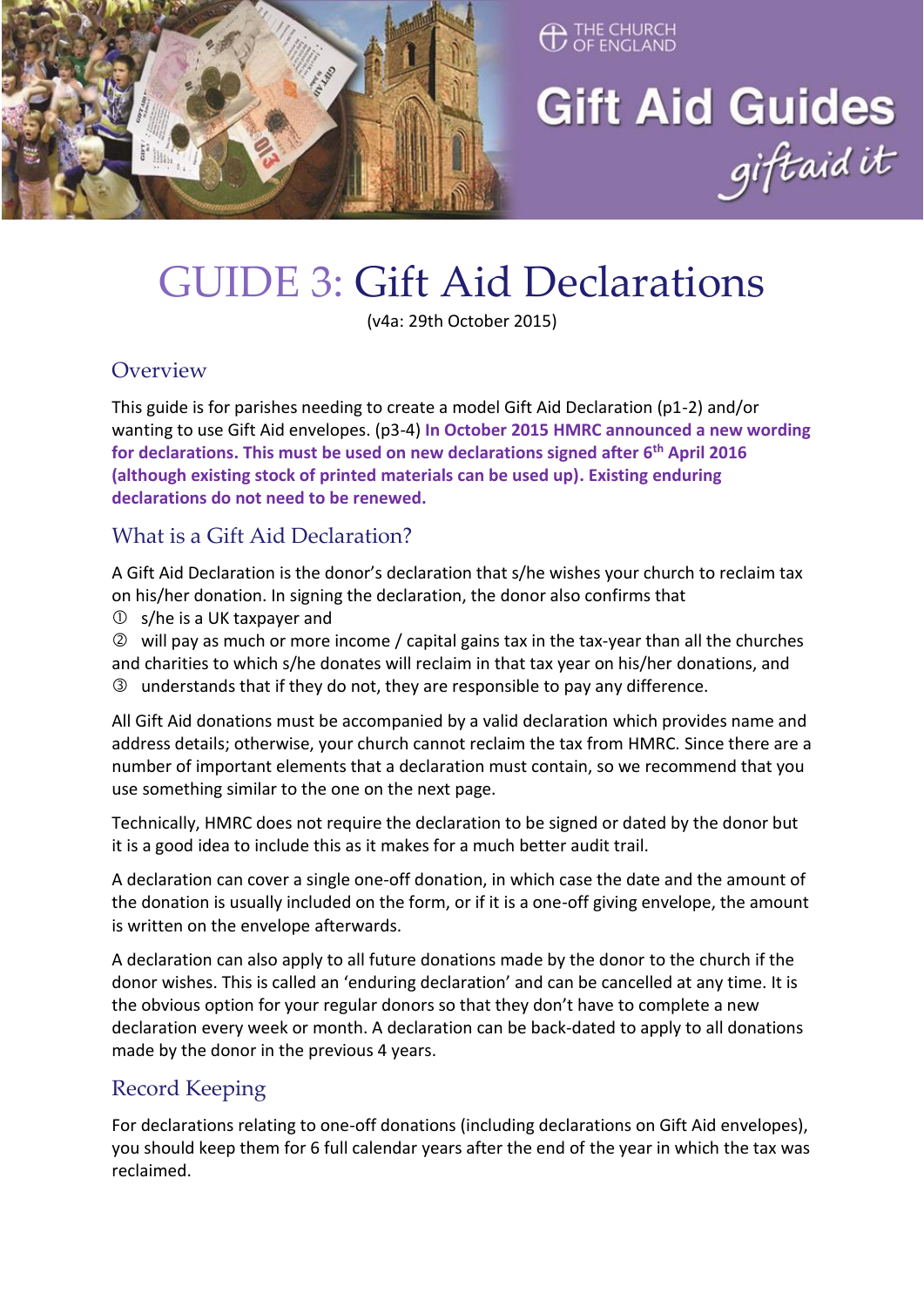THE CHURCH OF ENGLAND

# Gift Aid Guides

*giftaid it*

# GUIDE 3: Gift Aid Declarations

(v4a: 29th October 2015)

## Overview

This guide is for parishes needing to create a model Gift Aid Declaration (p1-2) and/or wanting to use Gift Aid envelopes. (p3-4) **In October 2015 HMRC announced a new wording for declarations. This must be used on new declarations signed after 6th April 2016 (although existing stock of printed materials can be used up). Existing enduring declarations do not need to be renewed.**

## What is a Gift Aid Declaration?

A Gift Aid Declaration is the donor's declaration that s/he wishes your church to reclaim tax on his/her donation. In signing the declaration, the donor also confirms that

① s/he is a UK taxpayer and

② will pay as much or more income / capital gains tax in the tax-year than all the churches and charities to which s/he donates will reclaim in that tax year on his/her donations, and

③ understands that if they do not, they are responsible to pay any difference.

All Gift Aid donations must be accompanied by a valid declaration which provides name and address details; otherwise, your church cannot reclaim the tax from HMRC. Since there are a number of important elements that a declaration must contain, so we recommend that you use something similar to the one on the next page.

Technically, HMRC does not require the declaration to be signed or dated by the donor but it is a good idea to include this as it makes for a much better audit trail.

A declaration can cover a single one-off donation, in which case the date and the amount of the donation is usually included on the form, or if it is a one-off giving envelope, the amount is written on the envelope afterwards.

A declaration can also apply to all future donations made by the donor to the church if the donor wishes. This is called an 'enduring declaration' and can be cancelled at any time. It is the obvious option for your regular donors so that they don't have to complete a new declaration every week or month. A declaration can be back-dated to apply to all donations made by the donor in the previous 4 years.

## Record Keeping

For declarations relating to one-off donations (including declarations on Gift Aid envelopes), you should keep them for 6 full calendar years after the end of the year in which the tax was reclaimed.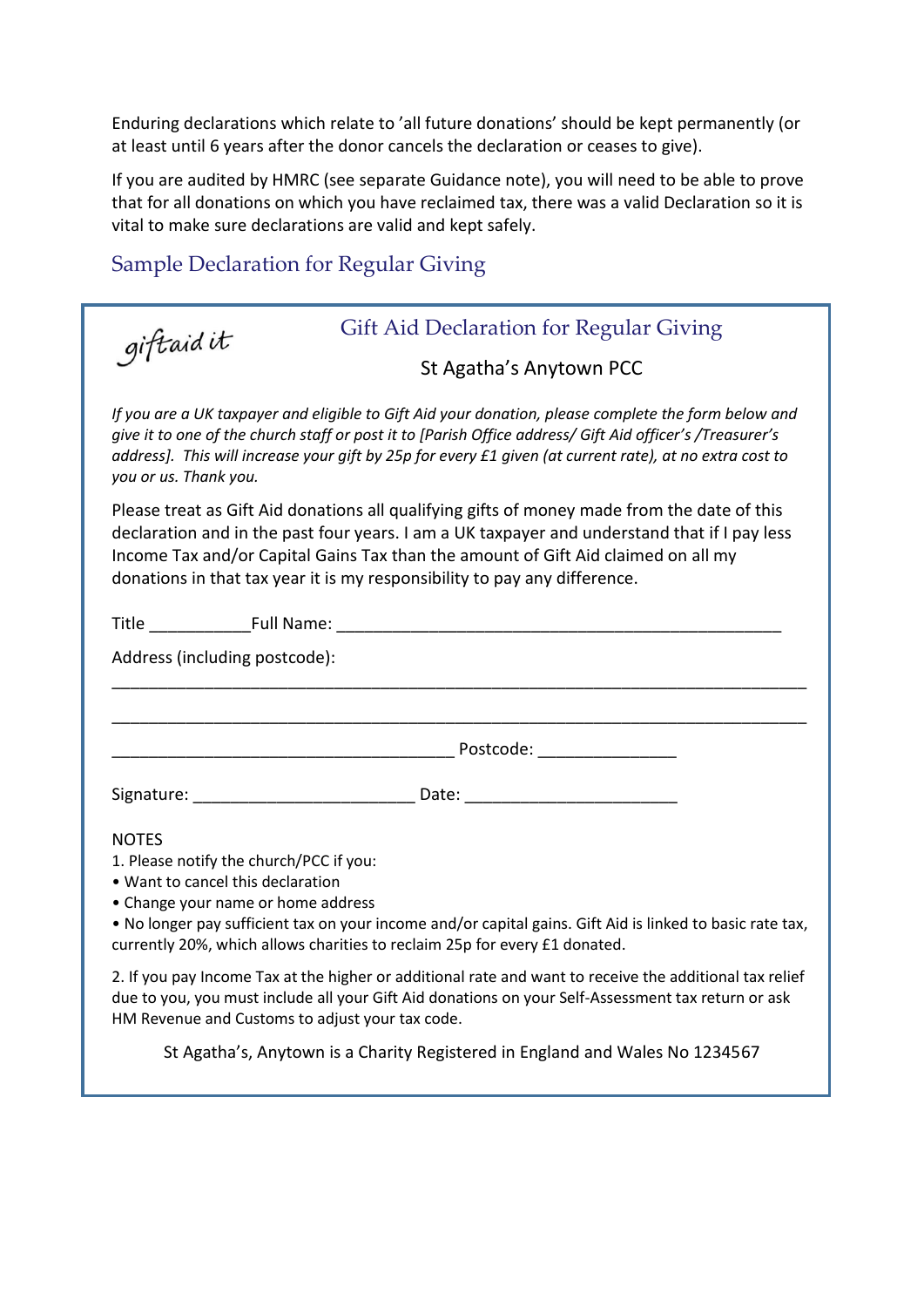Enduring declarations which relate to 'all future donations' should be kept permanently (or at least until 6 years after the donor cancels the declaration or ceases to give).

If you are audited by HMRC (see separate Guidance note), you will need to be able to prove that for all donations on which you have reclaimed tax, there was a valid Declaration so it is vital to make sure declarations are valid and kept safely.

## Sample Declaration for Regular Giving

giftaid it

### Gift Aid Declaration for Regular Giving

St Agatha's Anytown PCC

*If you are a UK taxpayer and eligible to Gift Aid your donation, please complete the form below and give it to one of the church staff or post it to [Parish Office address/ Gift Aid officer's /Treasurer's address]. This will increase your gift by 25p for every £1 given (at current rate), at no extra cost to you or us. Thank you.*

Please treat as Gift Aid donations all qualifying gifts of money made from the date of this declaration and in the past four years. I am a UK taxpayer and understand that if I pay less Income Tax and/or Capital Gains Tax than the amount of Gift Aid claimed on all my donations in that tax year it is my responsibility to pay any difference.

Title ___________ Full Name: ___________________________________________________

Address (including postcode):

_____________________________________________________________________________

_____________________________________________________________________________

____________________________________ Postcode: _______________

Signature: ________________________ Date: _______________________

NOTES

1. Please notify the church/PCC if you:
   - Want to cancel this declaration
   - Change your name or home address
   - No longer pay sufficient tax on your income and/or capital gains. Gift Aid is linked to basic rate tax, currently 20%, which allows charities to reclaim 25p for every £1 donated.

2. If you pay Income Tax at the higher or additional rate and want to receive the additional tax relief due to you, you must include all your Gift Aid donations on your Self-Assessment tax return or ask HM Revenue and Customs to adjust your tax code.

St Agatha's, Anytown is a Charity Registered in England and Wales No 1234567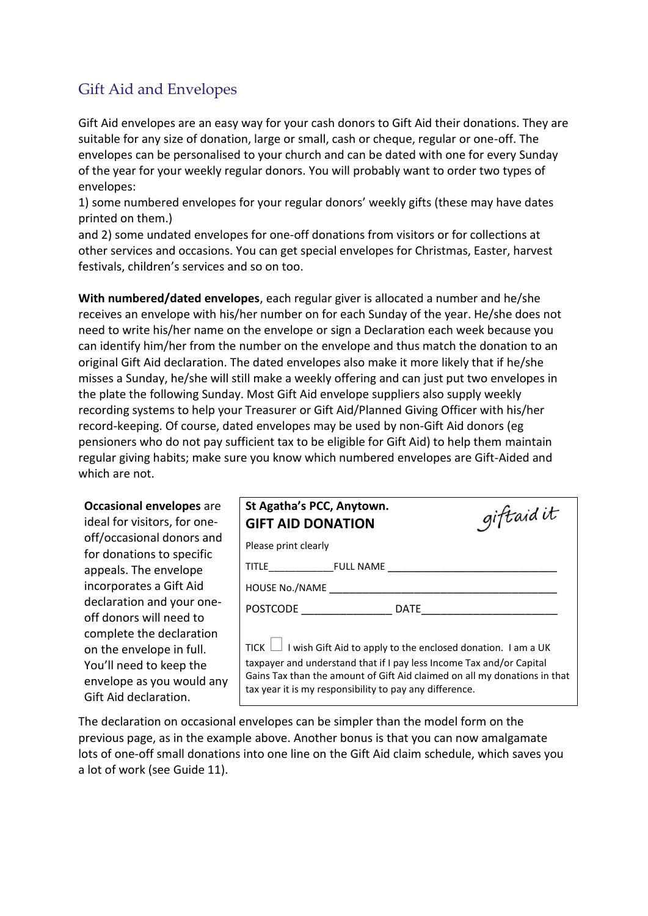## Gift Aid and Envelopes

Gift Aid envelopes are an easy way for your cash donors to Gift Aid their donations. They are suitable for any size of donation, large or small, cash or cheque, regular or one-off. The envelopes can be personalised to your church and can be dated with one for every Sunday of the year for your weekly regular donors. You will probably want to order two types of envelopes:

1) some numbered envelopes for your regular donors' weekly gifts (these may have dates printed on them.)

and 2) some undated envelopes for one-off donations from visitors or for collections at other services and occasions. You can get special envelopes for Christmas, Easter, harvest festivals, children's services and so on too.

**With numbered/dated envelopes**, each regular giver is allocated a number and he/she receives an envelope with his/her number on for each Sunday of the year. He/she does not need to write his/her name on the envelope or sign a Declaration each week because you can identify him/her from the number on the envelope and thus match the donation to an original Gift Aid declaration. The dated envelopes also make it more likely that if he/she misses a Sunday, he/she will still make a weekly offering and can just put two envelopes in the plate the following Sunday. Most Gift Aid envelope suppliers also supply weekly recording systems to help your Treasurer or Gift Aid/Planned Giving Officer with his/her record-keeping. Of course, dated envelopes may be used by non-Gift Aid donors (eg pensioners who do not pay sufficient tax to be eligible for Gift Aid) to help them maintain regular giving habits; make sure you know which numbered envelopes are Gift-Aided and which are not.

**Occasional envelopes** are ideal for visitors, for one-off/occasional donors and for donations to specific appeals. The envelope incorporates a Gift Aid declaration and your one-off donors will need to complete the declaration on the envelope in full. You'll need to keep the envelope as you would any Gift Aid declaration.

> **St Agatha's PCC, Anytown.** *giftaid it*
> **GIFT AID DONATION**
> Please print clearly
> TITLE___________FULL NAME ____________________________
> HOUSE No./NAME ________________________________________
> POSTCODE _______________ DATE______________________
>
> TICK ☐ I wish Gift Aid to apply to the enclosed donation. I am a UK taxpayer and understand that if I pay less Income Tax and/or Capital Gains Tax than the amount of Gift Aid claimed on all my donations in that tax year it is my responsibility to pay any difference.

The declaration on occasional envelopes can be simpler than the model form on the previous page, as in the example above. Another bonus is that you can now amalgamate lots of one-off small donations into one line on the Gift Aid claim schedule, which saves you a lot of work (see Guide 11).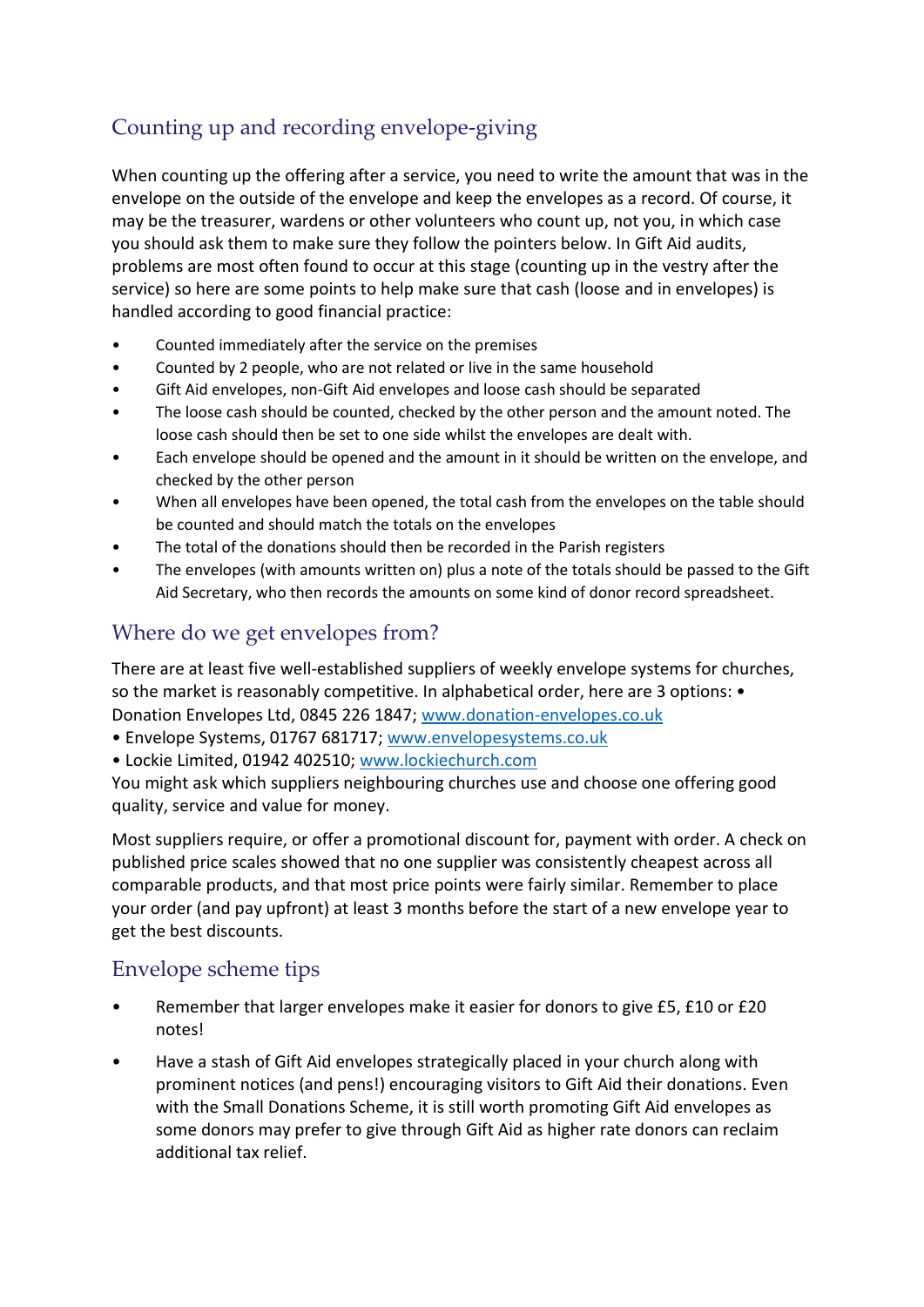## Counting up and recording envelope-giving

When counting up the offering after a service, you need to write the amount that was in the envelope on the outside of the envelope and keep the envelopes as a record. Of course, it may be the treasurer, wardens or other volunteers who count up, not you, in which case you should ask them to make sure they follow the pointers below. In Gift Aid audits, problems are most often found to occur at this stage (counting up in the vestry after the service) so here are some points to help make sure that cash (loose and in envelopes) is handled according to good financial practice:

- Counted immediately after the service on the premises
- Counted by 2 people, who are not related or live in the same household
- Gift Aid envelopes, non-Gift Aid envelopes and loose cash should be separated
- The loose cash should be counted, checked by the other person and the amount noted. The loose cash should then be set to one side whilst the envelopes are dealt with.
- Each envelope should be opened and the amount in it should be written on the envelope, and checked by the other person
- When all envelopes have been opened, the total cash from the envelopes on the table should be counted and should match the totals on the envelopes
- The total of the donations should then be recorded in the Parish registers
- The envelopes (with amounts written on) plus a note of the totals should be passed to the Gift Aid Secretary, who then records the amounts on some kind of donor record spreadsheet.

## Where do we get envelopes from?

There are at least five well-established suppliers of weekly envelope systems for churches, so the market is reasonably competitive. In alphabetical order, here are 3 options: • Donation Envelopes Ltd, 0845 226 1847; www.donation-envelopes.co.uk
• Envelope Systems, 01767 681717; www.envelopesystems.co.uk
• Lockie Limited, 01942 402510; www.lockiechurch.com
You might ask which suppliers neighbouring churches use and choose one offering good quality, service and value for money.

Most suppliers require, or offer a promotional discount for, payment with order. A check on published price scales showed that no one supplier was consistently cheapest across all comparable products, and that most price points were fairly similar. Remember to place your order (and pay upfront) at least 3 months before the start of a new envelope year to get the best discounts.

## Envelope scheme tips

- Remember that larger envelopes make it easier for donors to give £5, £10 or £20 notes!
- Have a stash of Gift Aid envelopes strategically placed in your church along with prominent notices (and pens!) encouraging visitors to Gift Aid their donations. Even with the Small Donations Scheme, it is still worth promoting Gift Aid envelopes as some donors may prefer to give through Gift Aid as higher rate donors can reclaim additional tax relief.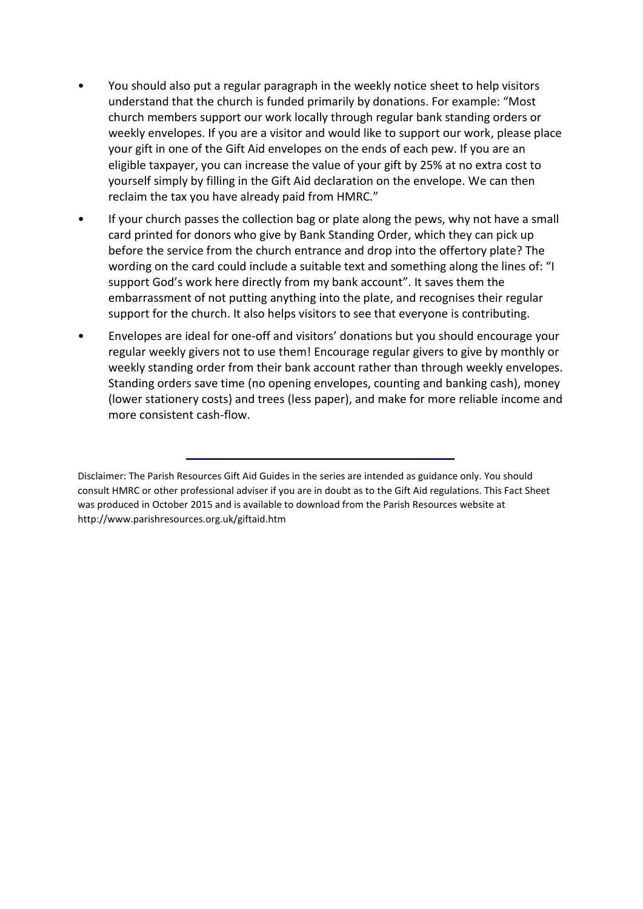- You should also put a regular paragraph in the weekly notice sheet to help visitors understand that the church is funded primarily by donations. For example: "Most church members support our work locally through regular bank standing orders or weekly envelopes. If you are a visitor and would like to support our work, please place your gift in one of the Gift Aid envelopes on the ends of each pew. If you are an eligible taxpayer, you can increase the value of your gift by 25% at no extra cost to yourself simply by filling in the Gift Aid declaration on the envelope. We can then reclaim the tax you have already paid from HMRC."
- If your church passes the collection bag or plate along the pews, why not have a small card printed for donors who give by Bank Standing Order, which they can pick up before the service from the church entrance and drop into the offertory plate? The wording on the card could include a suitable text and something along the lines of: "I support God's work here directly from my bank account". It saves them the embarrassment of not putting anything into the plate, and recognises their regular support for the church. It also helps visitors to see that everyone is contributing.
- Envelopes are ideal for one-off and visitors' donations but you should encourage your regular weekly givers not to use them! Encourage regular givers to give by monthly or weekly standing order from their bank account rather than through weekly envelopes. Standing orders save time (no opening envelopes, counting and banking cash), money (lower stationery costs) and trees (less paper), and make for more reliable income and more consistent cash-flow.

---

Disclaimer: The Parish Resources Gift Aid Guides in the series are intended as guidance only. You should consult HMRC or other professional adviser if you are in doubt as to the Gift Aid regulations. This Fact Sheet was produced in October 2015 and is available to download from the Parish Resources website at http://www.parishresources.org.uk/giftaid.htm